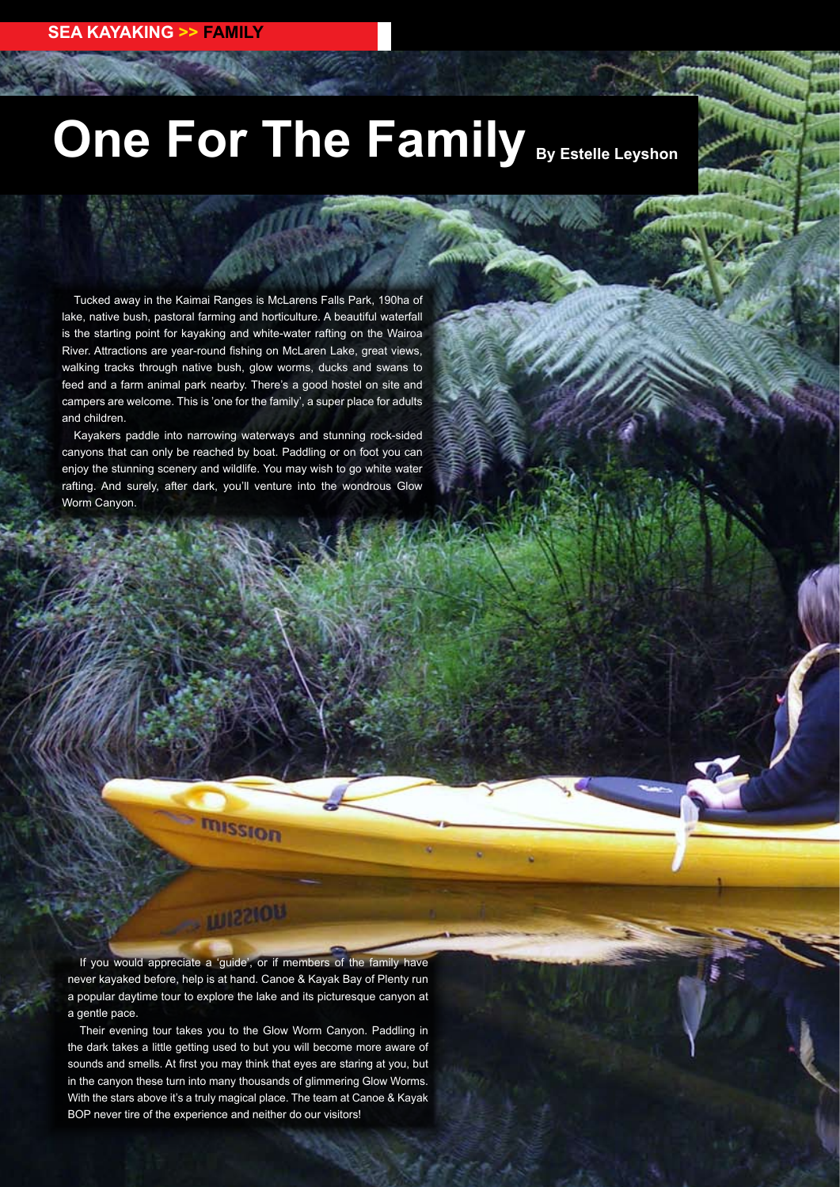# One For The Family

**By Estelle Leyshon**

Tucked away in the Kaimai Ranges is McLarens Falls Park, 190ha of lake, native bush, pastoral farming and horticulture. A beautiful waterfall is the starting point for kayaking and white-water rafting on the Wairoa River. Attractions are year-round fishing on McLaren Lake, great views, walking tracks through native bush, glow worms, ducks and swans to feed and a farm animal park nearby. There's a good hostel on site and campers are welcome. This is 'one for the family', a super place for adults and children.

Kayakers paddle into narrowing waterways and stunning rock-sided canyons that can only be reached by boat. Paddling or on foot you can enjoy the stunning scenery and wildlife. You may wish to go white water rafting. And surely, after dark, you'll venture into the wondrous Glow Worm Canyon.

If you would appreciate a 'guide', or if members of the family have never kayaked before, help is at hand. Canoe & Kayak Bay of Plenty run a popular daytime tour to explore the lake and its picturesque canyon at a gentle pace.

Their evening tour takes you to the Glow Worm Canyon. Paddling in the dark takes a little getting used to but you will become more aware of sounds and smells. At first you may think that eyes are staring at you, but in the canyon these turn into many thousands of glimmering Glow Worms. With the stars above it's a truly magical place. The team at Canoe & Kayak BOP never tire of the experience and neither do our visitors!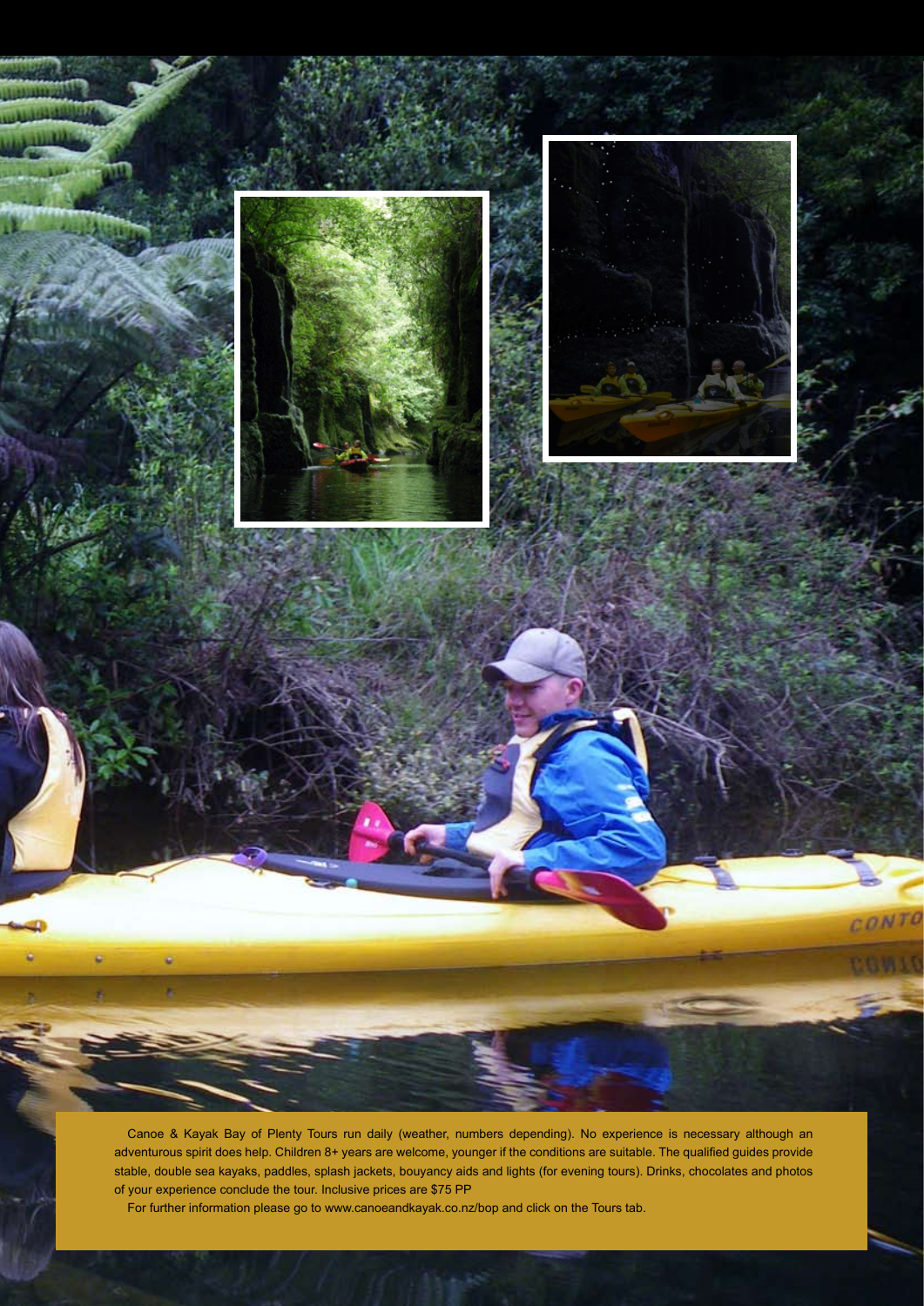Canoe & Kayak Bay of Plenty Tours run daily (weather, numbers depending). No experience is necessary although an adventurous spirit does help. Children 8+ years are welcome, younger if the conditions are suitable. The qualified guides provide stable, double sea kayaks, paddles, splash jackets, bouyancy aids and lights (for evening tours). Drinks, chocolates and photos of your experience conclude the tour. Inclusive prices are $75 PP

For further information please go to www.canoeandkayak.co.nz/bop and click on the Tours tab.